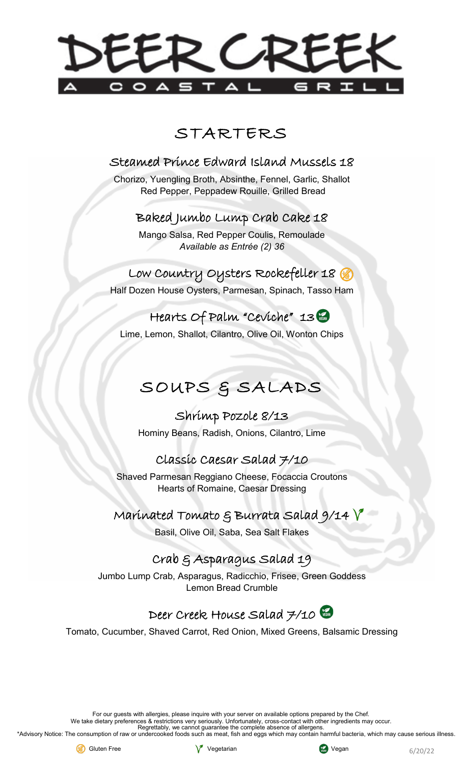# DEER CREEK

A COASTAL GRILL

## STARTERS

### Steamed Prince Edward Island Mussels 18

Chorizo, Yuengling Broth, Absinthe, Fennel, Garlic, Shallot
Red Pepper, Peppadew Rouille, Grilled Bread

### Baked Jumbo Lump Crab Cake 18

Mango Salsa, Red Pepper Coulis, Remoulade
*Available as Entrée (2) 36*

### Low Country Oysters Rockefeller 18 (Gluten Free)

Half Dozen House Oysters, Parmesan, Spinach, Tasso Ham

### Hearts Of Palm "Ceviche" 13 (Vegan)

Lime, Lemon, Shallot, Cilantro, Olive Oil, Wonton Chips

## SOUPS & SALADS

### Shrimp Pozole 8/13

Hominy Beans, Radish, Onions, Cilantro, Lime

### Classic Caesar Salad 7/10

Shaved Parmesan Reggiano Cheese, Focaccia Croutons
Hearts of Romaine, Caesar Dressing

### Marinated Tomato & Burrata Salad 9/14 (Vegetarian)

Basil, Olive Oil, Saba, Sea Salt Flakes

### Crab & Asparagus Salad 19

Jumbo Lump Crab, Asparagus, Radicchio, Frisee, Green Goddess
Lemon Bread Crumble

### Deer Creek House Salad 7/10 (Vegan)

Tomato, Cucumber, Shaved Carrot, Red Onion, Mixed Greens, Balsamic Dressing

For our guests with allergies, please inquire with your server on available options prepared by the Chef.
We take dietary preferences & restrictions very seriously. Unfortunately, cross-contact with other ingredients may occur.
Regrettably, we cannot guarantee the complete absence of allergens.
*Advisory Notice: The consumption of raw or undercooked foods such as meat, fish and eggs which may contain harmful bacteria, which may cause serious illness.

Gluten Free | Vegetarian | Vegan

6/20/22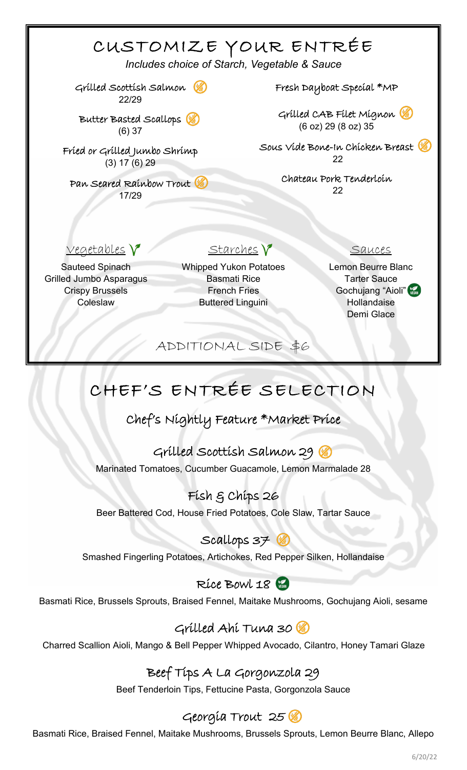# CUSTOMIZE YOUR ENTRÉE

*Includes choice of Starch, Vegetable & Sauce*

**Grilled Scottish Salmon**
22/29

**Butter Basted Scallops**
(6) 37

**Fried or Grilled Jumbo Shrimp**
(3) 17 (6) 29

**Pan Seared Rainbow Trout**
17/29

**Fresh Dayboat Special *MP**

**Grilled CAB Filet Mignon**
(6 oz) 29 (8 oz) 35

**Sous Vide Bone-In Chicken Breast**
22

**Chateau Pork Tenderloin**
22

### Vegetables

Sauteed Spinach
Grilled Jumbo Asparagus
Crispy Brussels
Coleslaw

### Starches

Whipped Yukon Potatoes
Basmati Rice
French Fries
Buttered Linguini

### Sauces

Lemon Beurre Blanc
Tarter Sauce
Gochujang "Aioli" (VEGAN)
Hollandaise
Demi Glace

ADDITIONAL SIDE $6

# CHEF'S ENTRÉE SELECTION

## Chef's Nightly Feature *Market Price

## Grilled Scottish Salmon 29

Marinated Tomatoes, Cucumber Guacamole, Lemon Marmalade 28

## Fish & Chips 26

Beer Battered Cod, House Fried Potatoes, Cole Slaw, Tartar Sauce

## Scallops 37

Smashed Fingerling Potatoes, Artichokes, Red Pepper Silken, Hollandaise

## Rice Bowl 18 (VEGAN)

Basmati Rice, Brussels Sprouts, Braised Fennel, Maitake Mushrooms, Gochujang Aioli, sesame

## Grilled Ahi Tuna 30

Charred Scallion Aioli, Mango & Bell Pepper Whipped Avocado, Cilantro, Honey Tamari Glaze

## Beef Tips A La Gorgonzola 29

Beef Tenderloin Tips, Fettucine Pasta, Gorgonzola Sauce

## Georgia Trout 25

Basmati Rice, Braised Fennel, Maitake Mushrooms, Brussels Sprouts, Lemon Beurre Blanc, Allepo

6/20/22